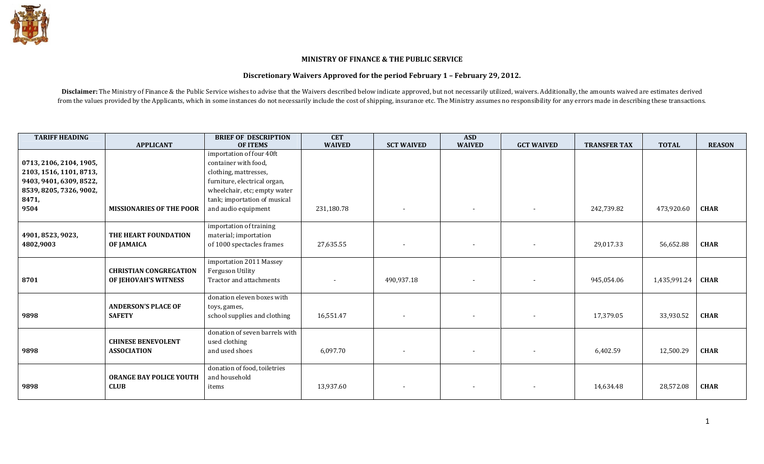**MINISTRY OF FINANCE & THE PUBLIC SERVICE**

**Discretionary Waivers Approved for the period February 1 – February 29, 2012.**

**Disclaimer:** The Ministry of Finance & the Public Service wishes to advise that the Waivers described below indicate approved, but not necessarily utilized, waivers. Additionally, the amounts waived are estimates derived from the values provided by the Applicants, which in some instances do not necessarily include the cost of shipping, insurance etc. The Ministry assumes no responsibility for any errors made in describing these transactions.

| TARIFF HEADING | APPLICANT | BRIEF OF DESCRIPTION OF ITEMS | CET WAIVED | SCT WAIVED | ASD WAIVED | GCT WAIVED | TRANSFER TAX | TOTAL | REASON |
|---|---|---|---|---|---|---|---|---|---|
| 0713, 2106, 2104, 1905, 2103, 1516, 1101, 8713, 9403, 9401, 6309, 8522, 8539, 8205, 7326, 9002, 8471, 9504 | **MISSIONARIES OF THE POOR** | importation of four 40ft container with food, clothing, mattresses, furniture, electrical organ, wheelchair, etc; empty water tank; importation of musical and audio equipment | 231,180.78 | - | - | - | 242,739.82 | 473,920.60 | **CHAR** |
| 4901, 8523, 9023, 4802,9003 | **THE HEART FOUNDATION OF JAMAICA** | importation of training material; importation of 1000 spectacles frames | 27,635.55 | - | - | - | 29,017.33 | 56,652.88 | **CHAR** |
| 8701 | **CHRISTIAN CONGREGATION OF JEHOVAH'S WITNESS** | importation 2011 Massey Ferguson Utility Tractor and attachments | - | 490,937.18 | - | - | 945,054.06 | 1,435,991.24 | **CHAR** |
| 9898 | **ANDERSON'S PLACE OF SAFETY** | donation eleven boxes with toys, games, school supplies and clothing | 16,551.47 | - | - | - | 17,379.05 | 33,930.52 | **CHAR** |
| 9898 | **CHINESE BENEVOLENT ASSOCIATION** | donation of seven barrels with used clothing and used shoes | 6,097.70 | - | - | - | 6,402.59 | 12,500.29 | **CHAR** |
| 9898 | **ORANGE BAY POLICE YOUTH CLUB** | donation of food, toiletries and household items | 13,937.60 | - | - | - | 14,634.48 | 28,572.08 | **CHAR** |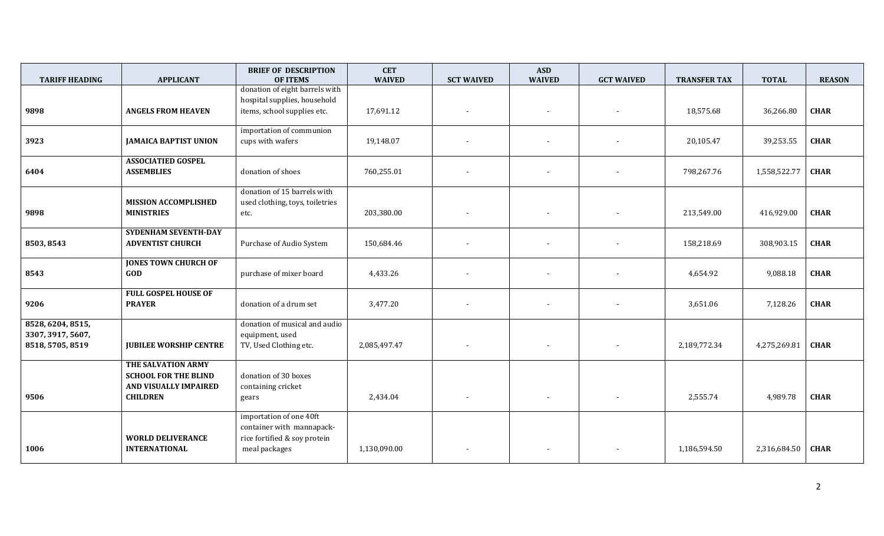| TARIFF HEADING | APPLICANT | BRIEF OF DESCRIPTION OF ITEMS | CET WAIVED | SCT WAIVED | ASD WAIVED | GCT WAIVED | TRANSFER TAX | TOTAL | REASON |
|---|---|---|---|---|---|---|---|---|---|
| 9898 | **ANGELS FROM HEAVEN** | donation of eight barrels with hospital supplies, household items, school supplies etc. | 17,691.12 | - | - | - | 18,575.68 | 36,266.80 | **CHAR** |
| 3923 | **JAMAICA BAPTIST UNION** | importation of communion cups with wafers | 19,148.07 | - | - | - | 20,105.47 | 39,253.55 | **CHAR** |
| 6404 | **ASSOCIATIED GOSPEL ASSEMBLIES** | donation of shoes | 760,255.01 | - | - | - | 798,267.76 | 1,558,522.77 | **CHAR** |
| 9898 | **MISSION ACCOMPLISHED MINISTRIES** | donation of 15 barrels with used clothing, toys, toiletries etc. | 203,380.00 | - | - | - | 213,549.00 | 416,929.00 | **CHAR** |
| 8503, 8543 | **SYDENHAM SEVENTH-DAY ADVENTIST CHURCH** | Purchase of Audio System | 150,684.46 | - | - | - | 158,218.69 | 308,903.15 | **CHAR** |
| 8543 | **JONES TOWN CHURCH OF GOD** | purchase of mixer board | 4,433.26 | - | - | - | 4,654.92 | 9,088.18 | **CHAR** |
| 9206 | **FULL GOSPEL HOUSE OF PRAYER** | donation of a drum set | 3,477.20 | - | - | - | 3,651.06 | 7,128.26 | **CHAR** |
| 8528, 6204, 8515, 3307, 3917, 5607, 8518, 5705, 8519 | **JUBILEE WORSHIP CENTRE** | donation of musical and audio equipment, used TV, Used Clothing etc. | 2,085,497.47 | - | - | - | 2,189,772.34 | 4,275,269.81 | **CHAR** |
| 9506 | **THE SALVATION ARMY SCHOOL FOR THE BLIND AND VISUALLY IMPAIRED CHILDREN** | donation of 30 boxes containing cricket gears | 2,434.04 | - | - | - | 2,555.74 | 4,989.78 | **CHAR** |
| 1006 | **WORLD DELIVERANCE INTERNATIONAL** | importation of one 40ft container with mannapack-rice fortified & soy protein meal packages | 1,130,090.00 | - | - | - | 1,186,594.50 | 2,316,684.50 | **CHAR** |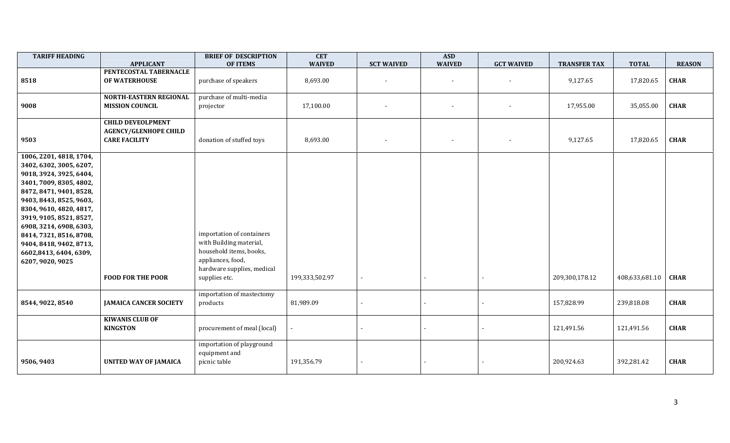| TARIFF HEADING | APPLICANT | BRIEF OF DESCRIPTION OF ITEMS | CET WAIVED | SCT WAIVED | ASD WAIVED | GCT WAIVED | TRANSFER TAX | TOTAL | REASON |
|---|---|---|---|---|---|---|---|---|---|
| 8518 | **PENTECOSTAL TABERNACLE OF WATERHOUSE** | purchase of speakers | 8,693.00 | - | - | - | 9,127.65 | 17,820.65 | **CHAR** |
| 9008 | **NORTH-EASTERN REGIONAL MISSION COUNCIL** | purchase of multi-media projector | 17,100.00 | - | - | - | 17,955.00 | 35,055.00 | **CHAR** |
| 9503 | **CHILD DEVEOLPMENT AGENCY/GLENHOPE CHILD CARE FACILITY** | donation of stuffed toys | 8,693.00 | - | - | - | 9,127.65 | 17,820.65 | **CHAR** |
| 1006, 2201, 4818, 1704, 3402, 6302, 3005, 6207, 9018, 3924, 3925, 6404, 3401, 7009, 8305, 4802, 8472, 8471, 9401, 8528, 9403, 8443, 8525, 9603, 8304, 9610, 4820, 4817, 3919, 9105, 8521, 8527, 6908, 3214, 6908, 6303, 8414, 7321, 8516, 8708, 9404, 8418, 9402, 8713, 6602,8413, 6404, 6309, 6207, 9020, 9025 | **FOOD FOR THE POOR** | importation of containers with Building material, household items, books, appliances, food, hardware supplies, medical supplies etc. | 199,333,502.97 | - | - | - | 209,300,178.12 | 408,633,681.10 | **CHAR** |
| 8544, 9022, 8540 | **JAMAICA CANCER SOCIETY** | importation of mastectomy products | 81,989.09 | - | - | - | 157,828.99 | 239,818.08 | **CHAR** |
| | **KIWANIS CLUB OF KINGSTON** | procurement of meal (local) | - | - | - | - | 121,491.56 | 121,491.56 | **CHAR** |
| 9506, 9403 | **UNITED WAY OF JAMAICA** | importation of playground equipment and picnic table | 191,356.79 | - | - | - | 200,924.63 | 392,281.42 | **CHAR** |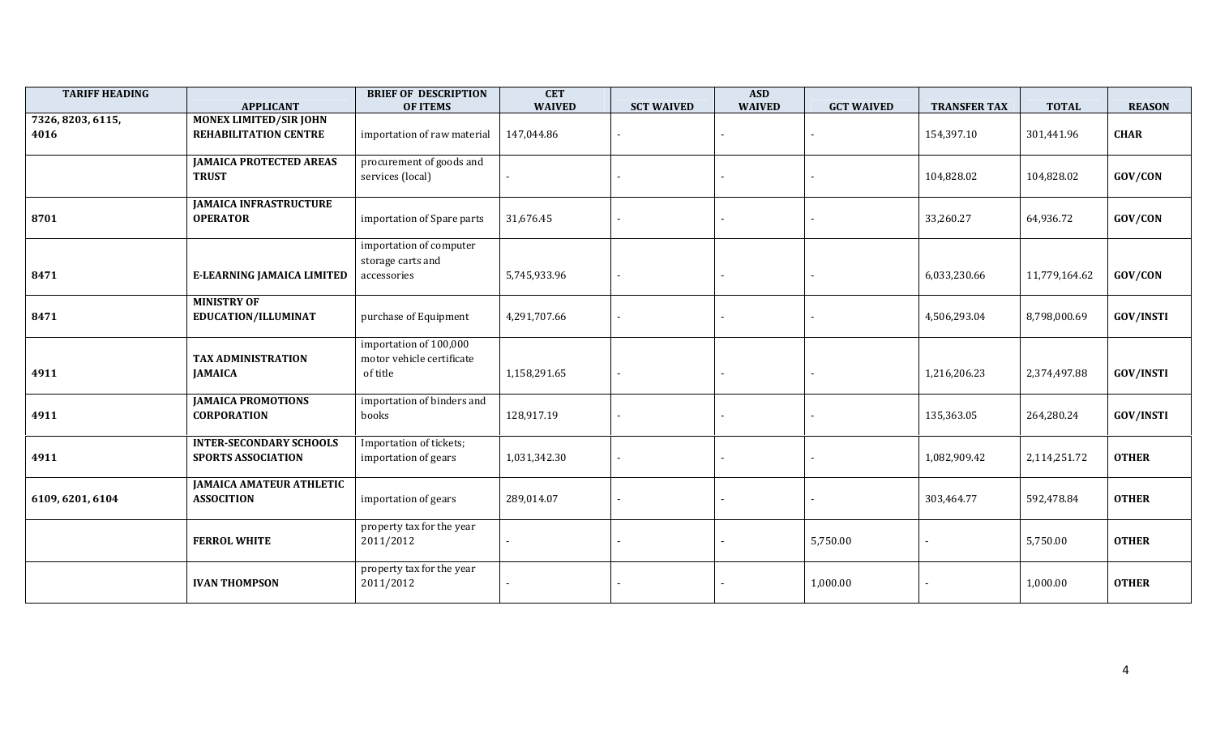| TARIFF HEADING | APPLICANT | BRIEF OF DESCRIPTION OF ITEMS | CET WAIVED | SCT WAIVED | ASD WAIVED | GCT WAIVED | TRANSFER TAX | TOTAL | REASON |
|---|---|---|---|---|---|---|---|---|---|
| 7326, 8203, 6115, 4016 | **MONEX LIMITED/SIR JOHN REHABILITATION CENTRE** | importation of raw material | 147,044.86 | - | - | - | 154,397.10 | 301,441.96 | **CHAR** |
| | **JAMAICA PROTECTED AREAS TRUST** | procurement of goods and services (local) | - | - | - | - | 104,828.02 | 104,828.02 | **GOV/CON** |
| 8701 | **JAMAICA INFRASTRUCTURE OPERATOR** | importation of Spare parts | 31,676.45 | - | - | - | 33,260.27 | 64,936.72 | **GOV/CON** |
| 8471 | **E-LEARNING JAMAICA LIMITED** | importation of computer storage carts and accessories | 5,745,933.96 | - | - | - | 6,033,230.66 | 11,779,164.62 | **GOV/CON** |
| 8471 | **MINISTRY OF EDUCATION/ILLUMINAT** | purchase of Equipment | 4,291,707.66 | - | - | - | 4,506,293.04 | 8,798,000.69 | **GOV/INSTI** |
| 4911 | **TAX ADMINISTRATION JAMAICA** | importation of 100,000 motor vehicle certificate of title | 1,158,291.65 | - | - | - | 1,216,206.23 | 2,374,497.88 | **GOV/INSTI** |
| 4911 | **JAMAICA PROMOTIONS CORPORATION** | importation of binders and books | 128,917.19 | - | - | - | 135,363.05 | 264,280.24 | **GOV/INSTI** |
| 4911 | **INTER-SECONDARY SCHOOLS SPORTS ASSOCIATION** | Importation of tickets; importation of gears | 1,031,342.30 | - | - | - | 1,082,909.42 | 2,114,251.72 | **OTHER** |
| 6109, 6201, 6104 | **JAMAICA AMATEUR ATHLETIC ASSOCITION** | importation of gears | 289,014.07 | - | - | - | 303,464.77 | 592,478.84 | **OTHER** |
| | **FERROL WHITE** | property tax for the year 2011/2012 | - | - | - | 5,750.00 | - | 5,750.00 | **OTHER** |
| | **IVAN THOMPSON** | property tax for the year 2011/2012 | - | - | - | 1,000.00 | - | 1,000.00 | **OTHER** |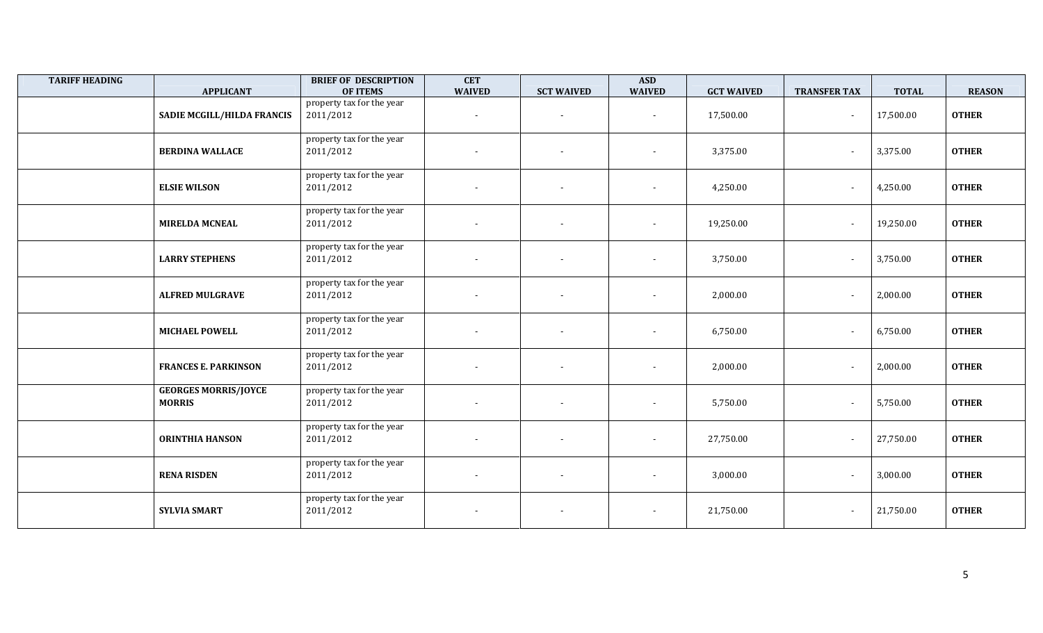| TARIFF HEADING | APPLICANT | BRIEF OF DESCRIPTION OF ITEMS | CET WAIVED | SCT WAIVED | ASD WAIVED | GCT WAIVED | TRANSFER TAX | TOTAL | REASON |
|---|---|---|---|---|---|---|---|---|---|
| | **SADIE MCGILL/HILDA FRANCIS** | property tax for the year 2011/2012 | - | - | - | 17,500.00 | - | 17,500.00 | **OTHER** |
| | **BERDINA WALLACE** | property tax for the year 2011/2012 | - | - | - | 3,375.00 | - | 3,375.00 | **OTHER** |
| | **ELSIE WILSON** | property tax for the year 2011/2012 | - | - | - | 4,250.00 | - | 4,250.00 | **OTHER** |
| | **MIRELDA MCNEAL** | property tax for the year 2011/2012 | - | - | - | 19,250.00 | - | 19,250.00 | **OTHER** |
| | **LARRY STEPHENS** | property tax for the year 2011/2012 | - | - | - | 3,750.00 | - | 3,750.00 | **OTHER** |
| | **ALFRED MULGRAVE** | property tax for the year 2011/2012 | - | - | - | 2,000.00 | - | 2,000.00 | **OTHER** |
| | **MICHAEL POWELL** | property tax for the year 2011/2012 | - | - | - | 6,750.00 | - | 6,750.00 | **OTHER** |
| | **FRANCES E. PARKINSON** | property tax for the year 2011/2012 | - | - | - | 2,000.00 | - | 2,000.00 | **OTHER** |
| | **GEORGES MORRIS/JOYCE MORRIS** | property tax for the year 2011/2012 | - | - | - | 5,750.00 | - | 5,750.00 | **OTHER** |
| | **ORINTHIA HANSON** | property tax for the year 2011/2012 | - | - | - | 27,750.00 | - | 27,750.00 | **OTHER** |
| | **RENA RISDEN** | property tax for the year 2011/2012 | - | - | - | 3,000.00 | - | 3,000.00 | **OTHER** |
| | **SYLVIA SMART** | property tax for the year 2011/2012 | - | - | - | 21,750.00 | - | 21,750.00 | **OTHER** |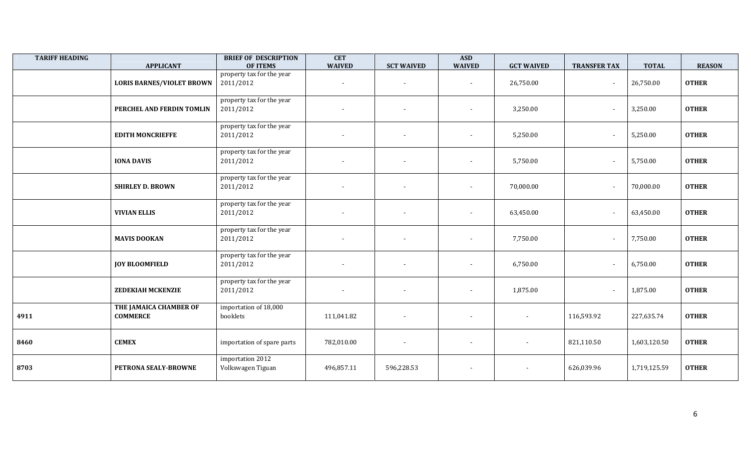| TARIFF HEADING | APPLICANT | BRIEF OF DESCRIPTION OF ITEMS | CET WAIVED | SCT WAIVED | ASD WAIVED | GCT WAIVED | TRANSFER TAX | TOTAL | REASON |
|---|---|---|---|---|---|---|---|---|---|
| | **LORIS BARNES/VIOLET BROWN** | property tax for the year 2011/2012 | - | - | - | 26,750.00 | - | 26,750.00 | **OTHER** |
| | **PERCHEL AND FERDIN TOMLIN** | property tax for the year 2011/2012 | - | - | - | 3,250.00 | - | 3,250.00 | **OTHER** |
| | **EDITH MONCRIEFFE** | property tax for the year 2011/2012 | - | - | - | 5,250.00 | - | 5,250.00 | **OTHER** |
| | **IONA DAVIS** | property tax for the year 2011/2012 | - | - | - | 5,750.00 | - | 5,750.00 | **OTHER** |
| | **SHIRLEY D. BROWN** | property tax for the year 2011/2012 | - | - | - | 70,000.00 | - | 70,000.00 | **OTHER** |
| | **VIVIAN ELLIS** | property tax for the year 2011/2012 | - | - | - | 63,450.00 | - | 63,450.00 | **OTHER** |
| | **MAVIS DOOKAN** | property tax for the year 2011/2012 | - | - | - | 7,750.00 | - | 7,750.00 | **OTHER** |
| | **JOY BLOOMFIELD** | property tax for the year 2011/2012 | - | - | - | 6,750.00 | - | 6,750.00 | **OTHER** |
| | **ZEDEKIAH MCKENZIE** | property tax for the year 2011/2012 | - | - | - | 1,875.00 | - | 1,875.00 | **OTHER** |
| **4911** | **THE JAMAICA CHAMBER OF COMMERCE** | importation of 18,000 booklets | 111,041.82 | - | - | - | 116,593.92 | 227,635.74 | **OTHER** |
| **8460** | **CEMEX** | importation of spare parts | 782,010.00 | - | - | - | 821,110.50 | 1,603,120.50 | **OTHER** |
| **8703** | **PETRONA SEALY-BROWNE** | importation 2012 Volkswagen Tiguan | 496,857.11 | 596,228.53 | - | - | 626,039.96 | 1,719,125.59 | **OTHER** |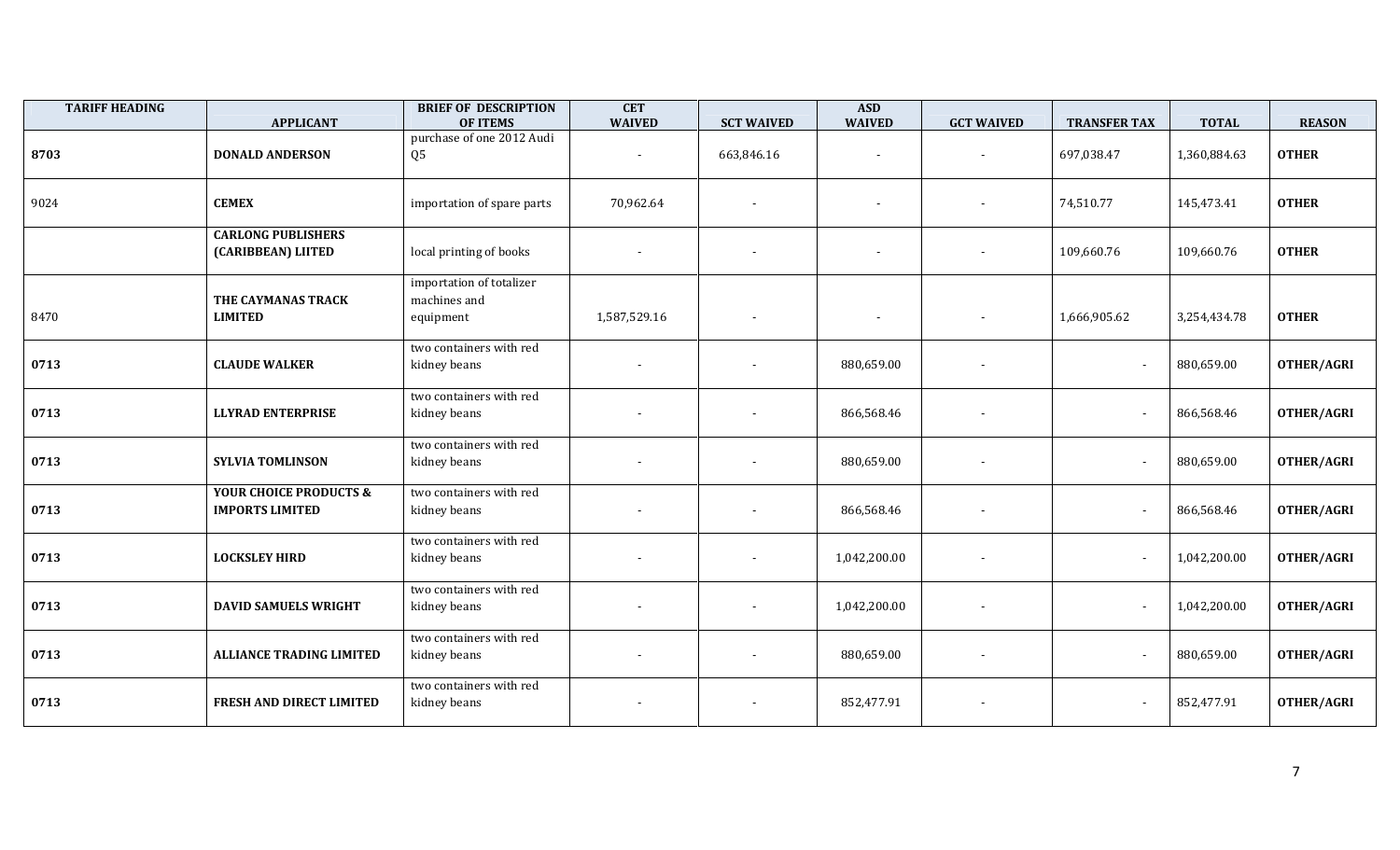| TARIFF HEADING | APPLICANT | BRIEF OF DESCRIPTION OF ITEMS | CET WAIVED | SCT WAIVED | ASD WAIVED | GCT WAIVED | TRANSFER TAX | TOTAL | REASON |
|---|---|---|---|---|---|---|---|---|---|
| **8703** | **DONALD ANDERSON** | purchase of one 2012 Audi Q5 | - | 663,846.16 | - | - | 697,038.47 | 1,360,884.63 | **OTHER** |
| 9024 | **CEMEX** | importation of spare parts | 70,962.64 | - | - | - | 74,510.77 | 145,473.41 | **OTHER** |
| | **CARLONG PUBLISHERS (CARIBBEAN) LIITED** | local printing of books | - | - | - | - | 109,660.76 | 109,660.76 | **OTHER** |
| 8470 | **THE CAYMANAS TRACK LIMITED** | importation of totalizer machines and equipment | 1,587,529.16 | - | - | - | 1,666,905.62 | 3,254,434.78 | **OTHER** |
| **0713** | **CLAUDE WALKER** | two containers with red kidney beans | - | - | 880,659.00 | - | - | 880,659.00 | **OTHER/AGRI** |
| **0713** | **LLYRAD ENTERPRISE** | two containers with red kidney beans | - | - | 866,568.46 | - | - | 866,568.46 | **OTHER/AGRI** |
| **0713** | **SYLVIA TOMLINSON** | two containers with red kidney beans | - | - | 880,659.00 | - | - | 880,659.00 | **OTHER/AGRI** |
| **0713** | **YOUR CHOICE PRODUCTS & IMPORTS LIMITED** | two containers with red kidney beans | - | - | 866,568.46 | - | - | 866,568.46 | **OTHER/AGRI** |
| **0713** | **LOCKSLEY HIRD** | two containers with red kidney beans | - | - | 1,042,200.00 | - | - | 1,042,200.00 | **OTHER/AGRI** |
| **0713** | **DAVID SAMUELS WRIGHT** | two containers with red kidney beans | - | - | 1,042,200.00 | - | - | 1,042,200.00 | **OTHER/AGRI** |
| **0713** | **ALLIANCE TRADING LIMITED** | two containers with red kidney beans | - | - | 880,659.00 | - | - | 880,659.00 | **OTHER/AGRI** |
| **0713** | **FRESH AND DIRECT LIMITED** | two containers with red kidney beans | - | - | 852,477.91 | - | - | 852,477.91 | **OTHER/AGRI** |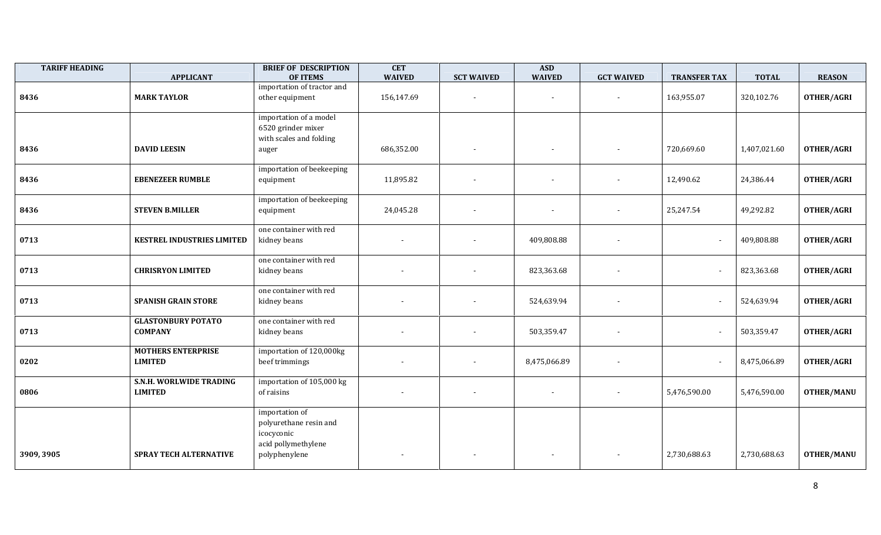| TARIFF HEADING | APPLICANT | BRIEF OF DESCRIPTION OF ITEMS | CET WAIVED | SCT WAIVED | ASD WAIVED | GCT WAIVED | TRANSFER TAX | TOTAL | REASON |
|---|---|---|---|---|---|---|---|---|---|
| 8436 | MARK TAYLOR | importation of tractor and other equipment | 156,147.69 | - | - | - | 163,955.07 | 320,102.76 | OTHER/AGRI |
| 8436 | DAVID LEESIN | importation of a model 6520 grinder mixer with scales and folding auger | 686,352.00 | - | - | - | 720,669.60 | 1,407,021.60 | OTHER/AGRI |
| 8436 | EBENEZEER RUMBLE | importation of beekeeping equipment | 11,895.82 | - | - | - | 12,490.62 | 24,386.44 | OTHER/AGRI |
| 8436 | STEVEN B.MILLER | importation of beekeeping equipment | 24,045.28 | - | - | - | 25,247.54 | 49,292.82 | OTHER/AGRI |
| 0713 | KESTREL INDUSTRIES LIMITED | one container with red kidney beans | - | - | 409,808.88 | - | - | 409,808.88 | OTHER/AGRI |
| 0713 | CHRISRYON LIMITED | one container with red kidney beans | - | - | 823,363.68 | - | - | 823,363.68 | OTHER/AGRI |
| 0713 | SPANISH GRAIN STORE | one container with red kidney beans | - | - | 524,639.94 | - | - | 524,639.94 | OTHER/AGRI |
| 0713 | GLASTONBURY POTATO COMPANY | one container with red kidney beans | - | - | 503,359.47 | - | - | 503,359.47 | OTHER/AGRI |
| 0202 | MOTHERS ENTERPRISE LIMITED | importation of 120,000kg beef trimmings | - | - | 8,475,066.89 | - | - | 8,475,066.89 | OTHER/AGRI |
| 0806 | S.N.H. WORLWIDE TRADING LIMITED | importation of 105,000 kg of raisins | - | - | - | - | 5,476,590.00 | 5,476,590.00 | OTHER/MANU |
| 3909, 3905 | SPRAY TECH ALTERNATIVE | importation of polyurethane resin and icocyconic acid pollymethylene polyphenylene | - | - | - | - | 2,730,688.63 | 2,730,688.63 | OTHER/MANU |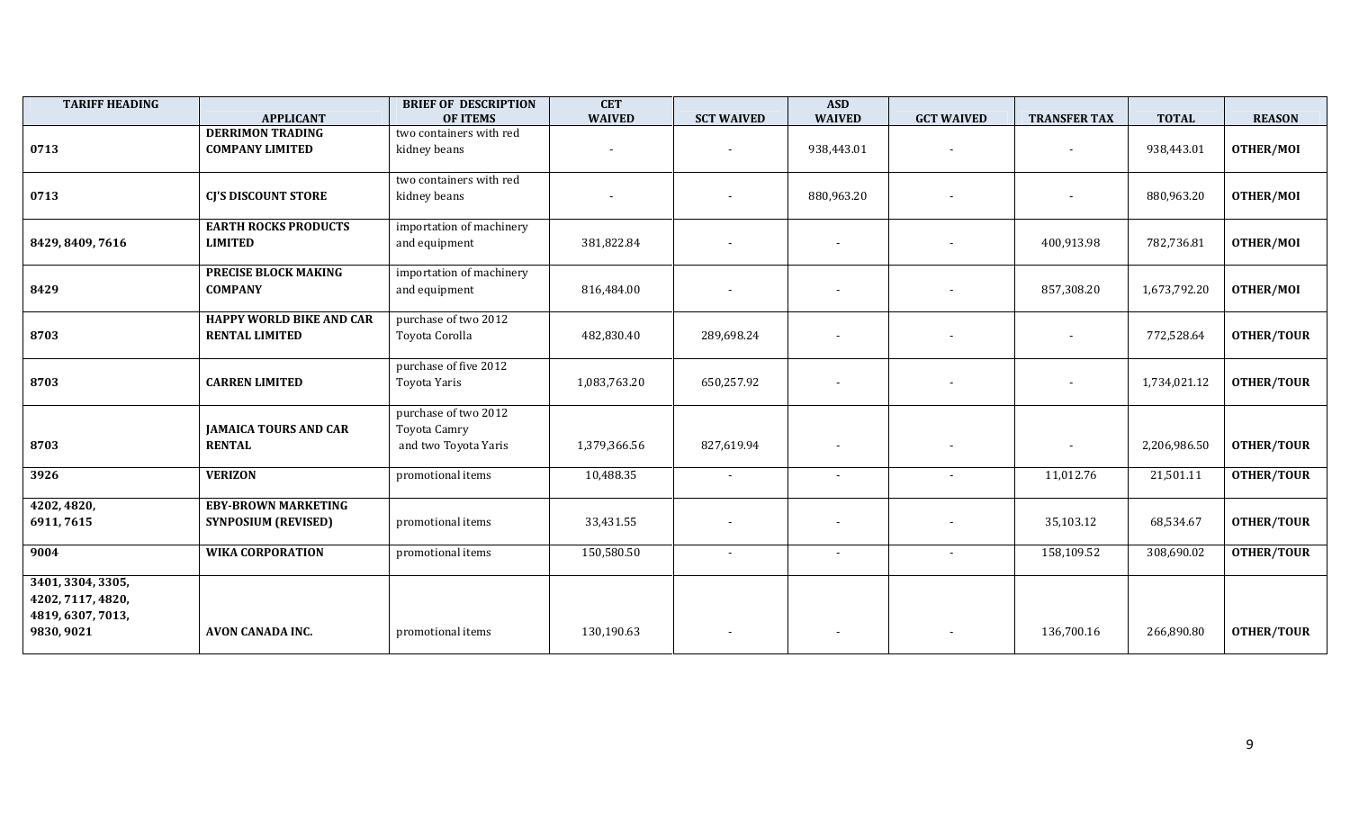| TARIFF HEADING | APPLICANT | BRIEF OF DESCRIPTION OF ITEMS | CET WAIVED | SCT WAIVED | ASD WAIVED | GCT WAIVED | TRANSFER TAX | TOTAL | REASON |
|---|---|---|---|---|---|---|---|---|---|
| 0713 | **DERRIMON TRADING COMPANY LIMITED** | two containers with red kidney beans | - | - | 938,443.01 | - | - | 938,443.01 | **OTHER/MOI** |
| 0713 | **CJ'S DISCOUNT STORE** | two containers with red kidney beans | - | - | 880,963.20 | - | - | 880,963.20 | **OTHER/MOI** |
| 8429, 8409, 7616 | **EARTH ROCKS PRODUCTS LIMITED** | importation of machinery and equipment | 381,822.84 | - | - | - | 400,913.98 | 782,736.81 | **OTHER/MOI** |
| 8429 | **PRECISE BLOCK MAKING COMPANY** | importation of machinery and equipment | 816,484.00 | - | - | - | 857,308.20 | 1,673,792.20 | **OTHER/MOI** |
| 8703 | **HAPPY WORLD BIKE AND CAR RENTAL LIMITED** | purchase of two 2012 Toyota Corolla | 482,830.40 | 289,698.24 | - | - | - | 772,528.64 | **OTHER/TOUR** |
| 8703 | **CARREN LIMITED** | purchase of five 2012 Toyota Yaris | 1,083,763.20 | 650,257.92 | - | - | - | 1,734,021.12 | **OTHER/TOUR** |
| 8703 | **JAMAICA TOURS AND CAR RENTAL** | purchase of two 2012 Toyota Camry and two Toyota Yaris | 1,379,366.56 | 827,619.94 | - | - | - | 2,206,986.50 | **OTHER/TOUR** |
| 3926 | **VERIZON** | promotional items | 10,488.35 | - | - | - | 11,012.76 | 21,501.11 | **OTHER/TOUR** |
| 4202, 4820, 6911, 7615 | **EBY-BROWN MARKETING SYNPOSIUM (REVISED)** | promotional items | 33,431.55 | - | - | - | 35,103.12 | 68,534.67 | **OTHER/TOUR** |
| 9004 | **WIKA CORPORATION** | promotional items | 150,580.50 | - | - | - | 158,109.52 | 308,690.02 | **OTHER/TOUR** |
| 3401, 3304, 3305, 4202, 7117, 4820, 4819, 6307, 7013, 9830, 9021 | **AVON CANADA INC.** | promotional items | 130,190.63 | - | - | - | 136,700.16 | 266,890.80 | **OTHER/TOUR** |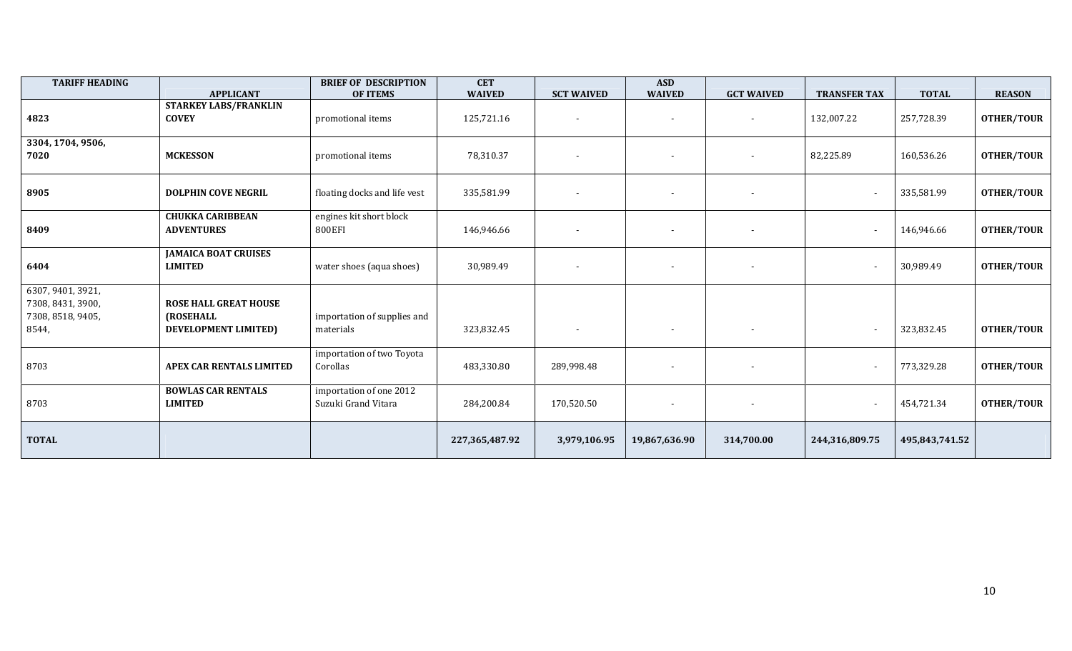| TARIFF HEADING | APPLICANT | BRIEF OF DESCRIPTION OF ITEMS | CET WAIVED | SCT WAIVED | ASD WAIVED | GCT WAIVED | TRANSFER TAX | TOTAL | REASON |
|---|---|---|---|---|---|---|---|---|---|
| **4823** | **STARKEY LABS/FRANKLIN COVEY** | promotional items | 125,721.16 | - | - | - | 132,007.22 | 257,728.39 | **OTHER/TOUR** |
| **3304, 1704, 9506, 7020** | **MCKESSON** | promotional items | 78,310.37 | - | - | - | 82,225.89 | 160,536.26 | **OTHER/TOUR** |
| **8905** | **DOLPHIN COVE NEGRIL** | floating docks and life vest | 335,581.99 | - | - | - | - | 335,581.99 | **OTHER/TOUR** |
| **8409** | **CHUKKA CARIBBEAN ADVENTURES** | engines kit short block 800EFI | 146,946.66 | - | - | - | - | 146,946.66 | **OTHER/TOUR** |
| **6404** | **JAMAICA BOAT CRUISES LIMITED** | water shoes (aqua shoes) | 30,989.49 | - | - | - | - | 30,989.49 | **OTHER/TOUR** |
| 6307, 9401, 3921, 7308, 8431, 3900, 7308, 8518, 9405, 8544, | **ROSE HALL GREAT HOUSE (ROSEHALL DEVELOPMENT LIMITED)** | importation of supplies and materials | 323,832.45 | - | - | - | - | 323,832.45 | **OTHER/TOUR** |
| 8703 | **APEX CAR RENTALS LIMITED** | importation of two Toyota Corollas | 483,330.80 | 289,998.48 | - | - | - | 773,329.28 | **OTHER/TOUR** |
| 8703 | **BOWLAS CAR RENTALS LIMITED** | importation of one 2012 Suzuki Grand Vitara | 284,200.84 | 170,520.50 | - | - | - | 454,721.34 | **OTHER/TOUR** |
| **TOTAL** | | | **227,365,487.92** | **3,979,106.95** | **19,867,636.90** | **314,700.00** | **244,316,809.75** | **495,843,741.52** | |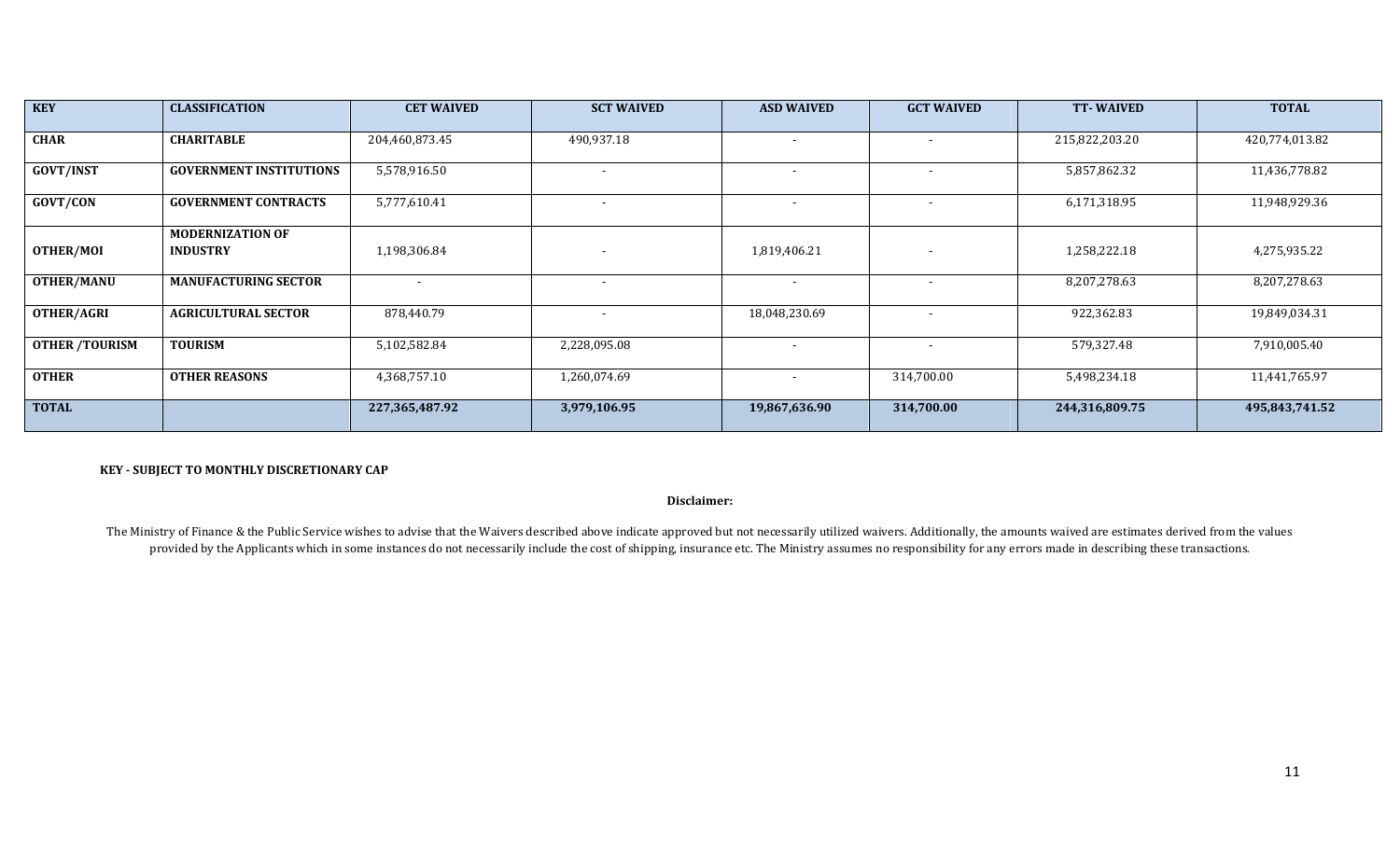| KEY | CLASSIFICATION | CET WAIVED | SCT WAIVED | ASD WAIVED | GCT WAIVED | TT- WAIVED | TOTAL |
|---|---|---|---|---|---|---|---|
| **CHAR** | **CHARITABLE** | 204,460,873.45 | 490,937.18 | - | - | 215,822,203.20 | 420,774,013.82 |
| **GOVT/INST** | **GOVERNMENT INSTITUTIONS** | 5,578,916.50 | - | - | - | 5,857,862.32 | 11,436,778.82 |
| **GOVT/CON** | **GOVERNMENT CONTRACTS** | 5,777,610.41 | - | - | - | 6,171,318.95 | 11,948,929.36 |
| **OTHER/MOI** | **MODERNIZATION OF INDUSTRY** | 1,198,306.84 | - | 1,819,406.21 | - | 1,258,222.18 | 4,275,935.22 |
| **OTHER/MANU** | **MANUFACTURING SECTOR** | - | - | - | - | 8,207,278.63 | 8,207,278.63 |
| **OTHER/AGRI** | **AGRICULTURAL SECTOR** | 878,440.79 | - | 18,048,230.69 | - | 922,362.83 | 19,849,034.31 |
| **OTHER /TOURISM** | **TOURISM** | 5,102,582.84 | 2,228,095.08 | - | - | 579,327.48 | 7,910,005.40 |
| **OTHER** | **OTHER REASONS** | 4,368,757.10 | 1,260,074.69 | - | 314,700.00 | 5,498,234.18 | 11,441,765.97 |
| **TOTAL** | | **227,365,487.92** | **3,979,106.95** | **19,867,636.90** | **314,700.00** | **244,316,809.75** | **495,843,741.52** |

**KEY - SUBJECT TO MONTHLY DISCRETIONARY CAP**

**Disclaimer:**

The Ministry of Finance & the Public Service wishes to advise that the Waivers described above indicate approved but not necessarily utilized waivers. Additionally, the amounts waived are estimates derived from the values provided by the Applicants which in some instances do not necessarily include the cost of shipping, insurance etc. The Ministry assumes no responsibility for any errors made in describing these transactions.